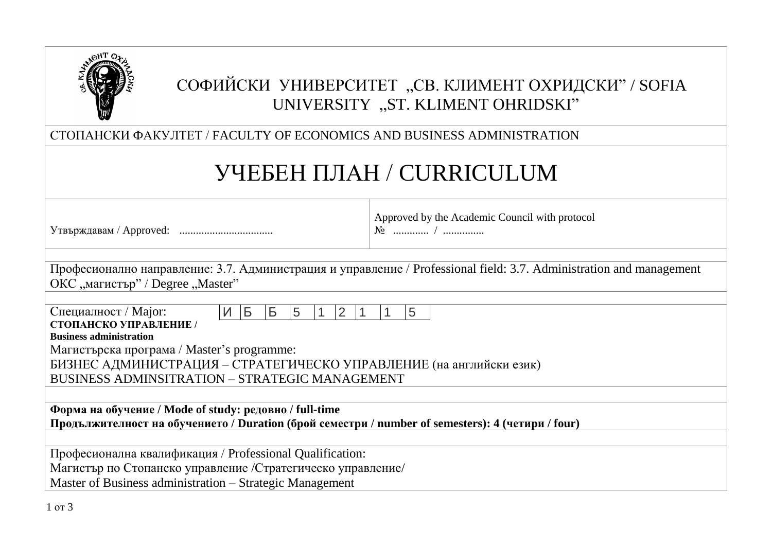# СОФИЙСКИ УНИВЕРСИТЕТ „СВ. КЛИМЕНТ ОХРИДСКИ" / SOFIA UNIVERSITY „ST. KLIMENT OHRIDSKI"

СТОПАНСКИ ФАКУЛТЕТ / FACULTY OF ECONOMICS AND BUSINESS ADMINISTRATION

# УЧЕБЕН ПЛАН / CURRICULUM

| Утвърждавам / Approved: ................................. | Approved by the Academic Council with protocol № ............. / ............... |
|---|---|

Професионално направление: 3.7. Администрация и управление / Professional field: 3.7. Administration and management
ОКС „магистър" / Degree „Master"

Специалност / Major:

| И | Б | Б | 5 | 1 | 2 | 1 | 1 | 5 |
|---|---|---|---|---|---|---|---|---|

**СТОПАНСКО УПРАВЛЕНИЕ / Business administration**

Магистърска програма / Master's programme:
БИЗНЕС АДМИНИСТРАЦИЯ – СТРАТЕГИЧЕСКО УПРАВЛЕНИЕ (на английски език)
BUSINESS ADMINSITRATION – STRATEGIC MANAGEMENT

**Форма на обучение / Mode of study: редовно / full-time**
**Продължителност на обучението / Duration (брой семестри / number of semesters): 4 (четири / four)**

Професионална квалификация / Professional Qualification:
Магистър по Стопанско управление /Стратегическо управление/
Master of Business administration – Strategic Management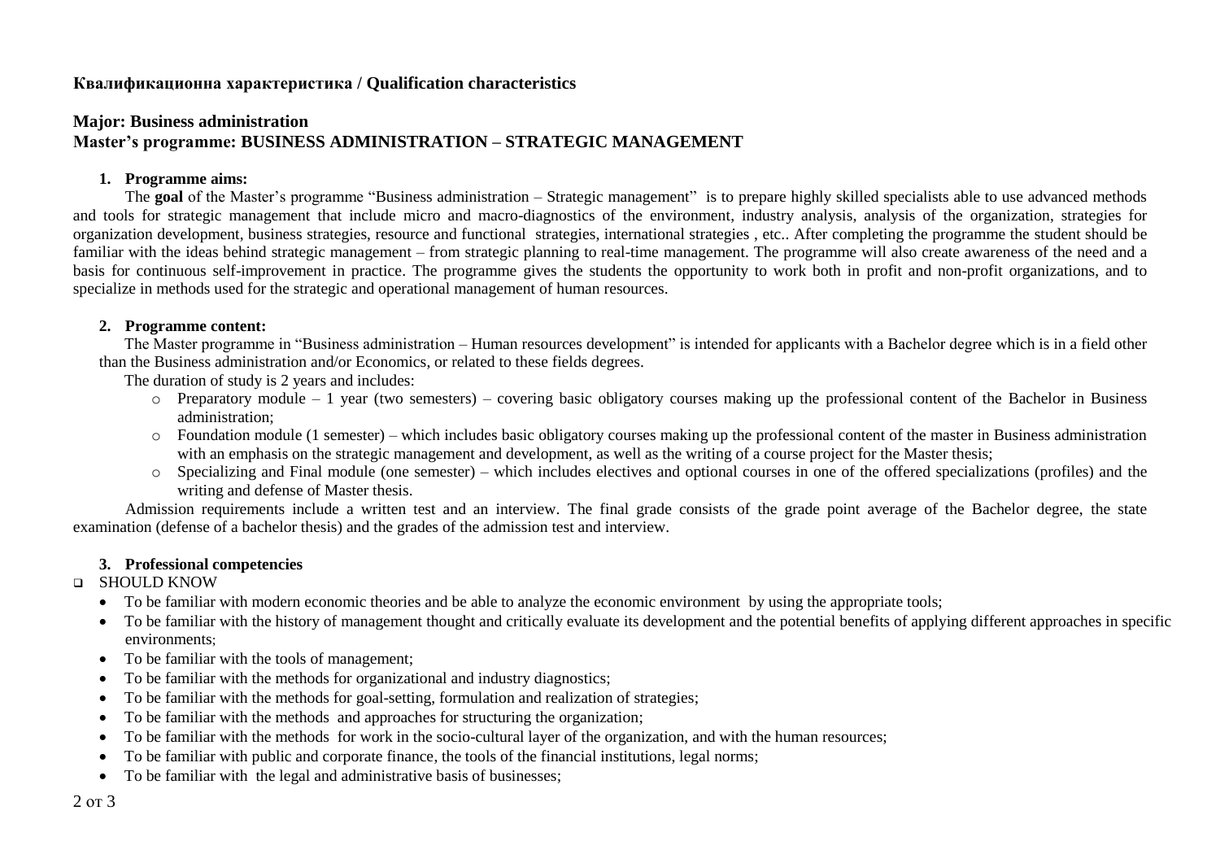**Квалификационна характеристика / Qualification characteristics**

**Major: Business administration**
**Master's programme: BUSINESS ADMINISTRATION – STRATEGIC MANAGEMENT**

1. **Programme aims:**

The **goal** of the Master's programme "Business administration – Strategic management" is to prepare highly skilled specialists able to use advanced methods and tools for strategic management that include micro and macro-diagnostics of the environment, industry analysis, analysis of the organization, strategies for organization development, business strategies, resource and functional strategies, international strategies , etc.. After completing the programme the student should be familiar with the ideas behind strategic management – from strategic planning to real-time management. The programme will also create awareness of the need and a basis for continuous self-improvement in practice. The programme gives the students the opportunity to work both in profit and non-profit organizations, and to specialize in methods used for the strategic and operational management of human resources.

2. **Programme content:**

The Master programme in "Business administration – Human resources development" is intended for applicants with a Bachelor degree which is in a field other than the Business administration and/or Economics, or related to these fields degrees.

The duration of study is 2 years and includes:

- Preparatory module – 1 year (two semesters) – covering basic obligatory courses making up the professional content of the Bachelor in Business administration;
- Foundation module (1 semester) – which includes basic obligatory courses making up the professional content of the master in Business administration with an emphasis on the strategic management and development, as well as the writing of a course project for the Master thesis;
- Specializing and Final module (one semester) – which includes electives and optional courses in one of the offered specializations (profiles) and the writing and defense of Master thesis.

Admission requirements include a written test and an interview. The final grade consists of the grade point average of the Bachelor degree, the state examination (defense of a bachelor thesis) and the grades of the admission test and interview.

3. **Professional competencies**

- SHOULD KNOW
  - To be familiar with modern economic theories and be able to analyze the economic environment by using the appropriate tools;
  - To be familiar with the history of management thought and critically evaluate its development and the potential benefits of applying different approaches in specific environments;
  - To be familiar with the tools of management;
  - To be familiar with the methods for organizational and industry diagnostics;
  - To be familiar with the methods for goal-setting, formulation and realization of strategies;
  - To be familiar with the methods and approaches for structuring the organization;
  - To be familiar with the methods for work in the socio-cultural layer of the organization, and with the human resources;
  - To be familiar with public and corporate finance, the tools of the financial institutions, legal norms;
  - To be familiar with the legal and administrative basis of businesses;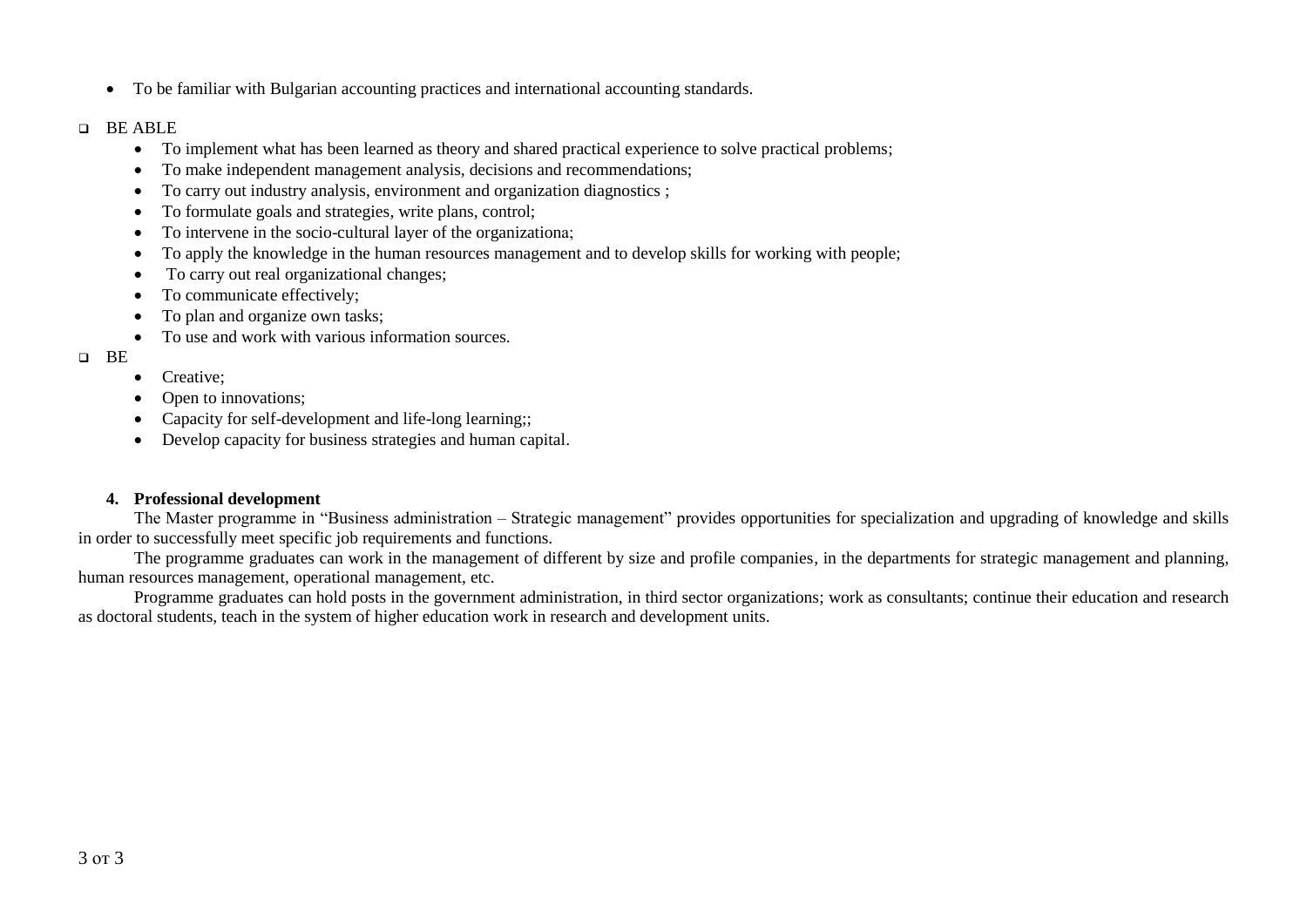- To be familiar with Bulgarian accounting practices and international accounting standards.

- BE ABLE
  - To implement what has been learned as theory and shared practical experience to solve practical problems;
  - To make independent management analysis, decisions and recommendations;
  - To carry out industry analysis, environment and organization diagnostics ;
  - To formulate goals and strategies, write plans, control;
  - To intervene in the socio-cultural layer of the organizationa;
  - To apply the knowledge in the human resources management and to develop skills for working with people;
  - To carry out real organizational changes;
  - To communicate effectively;
  - To plan and organize own tasks;
  - To use and work with various information sources.
- BE
  - Creative;
  - Open to innovations;
  - Capacity for self-development and life-long learning;;
  - Develop capacity for business strategies and human capital.

**4. Professional development**

The Master programme in "Business administration – Strategic management" provides opportunities for specialization and upgrading of knowledge and skills in order to successfully meet specific job requirements and functions.

The programme graduates can work in the management of different by size and profile companies, in the departments for strategic management and planning, human resources management, operational management, etc.

Programme graduates can hold posts in the government administration, in third sector organizations; work as consultants; continue their education and research as doctoral students, teach in the system of higher education work in research and development units.